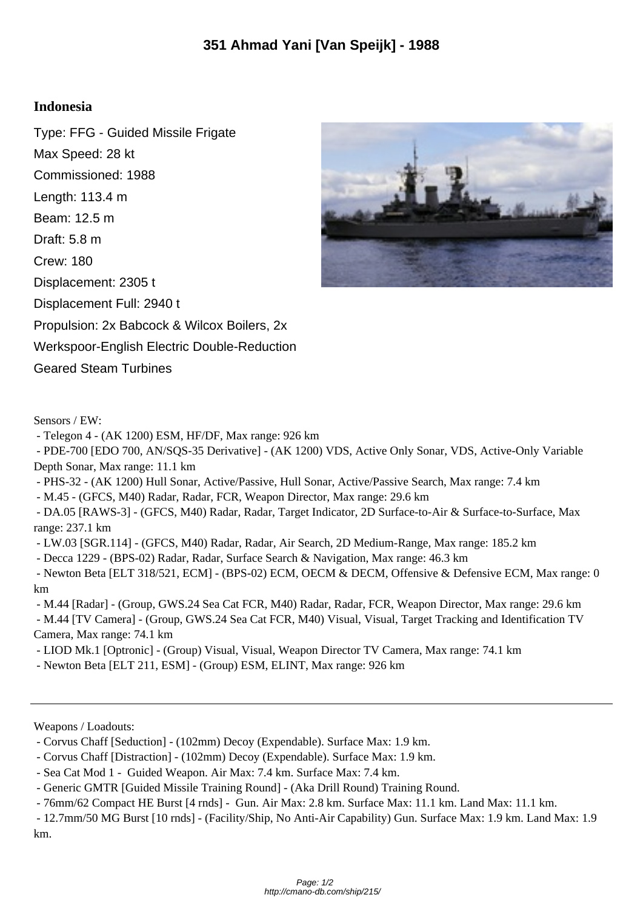# 351 Ahmad Yani [Van Speijk] - 1988

## Indonesia

Type: FFG - Guided Missile Frigate
Max Speed: 28 kt
Commissioned: 1988
Length: 113.4 m
Beam: 12.5 m
Draft: 5.8 m
Crew: 180
Displacement: 2305 t
Displacement Full: 2940 t
Propulsion: 2x Babcock & Wilcox Boilers, 2x Werkspoor-English Electric Double-Reduction Geared Steam Turbines

Sensors / EW:

- Telegon 4 - (AK 1200) ESM, HF/DF, Max range: 926 km
- PDE-700 [EDO 700, AN/SQS-35 Derivative] - (AK 1200) VDS, Active Only Sonar, VDS, Active-Only Variable Depth Sonar, Max range: 11.1 km
- PHS-32 - (AK 1200) Hull Sonar, Active/Passive, Hull Sonar, Active/Passive Search, Max range: 7.4 km
- M.45 - (GFCS, M40) Radar, Radar, FCR, Weapon Director, Max range: 29.6 km
- DA.05 [RAWS-3] - (GFCS, M40) Radar, Radar, Target Indicator, 2D Surface-to-Air & Surface-to-Surface, Max range: 237.1 km
- LW.03 [SGR.114] - (GFCS, M40) Radar, Radar, Air Search, 2D Medium-Range, Max range: 185.2 km
- Decca 1229 - (BPS-02) Radar, Radar, Surface Search & Navigation, Max range: 46.3 km
- Newton Beta [ELT 318/521, ECM] - (BPS-02) ECM, OECM & DECM, Offensive & Defensive ECM, Max range: 0 km
- M.44 [Radar] - (Group, GWS.24 Sea Cat FCR, M40) Radar, Radar, FCR, Weapon Director, Max range: 29.6 km
- M.44 [TV Camera] - (Group, GWS.24 Sea Cat FCR, M40) Visual, Visual, Target Tracking and Identification TV Camera, Max range: 74.1 km
- LIOD Mk.1 [Optronic] - (Group) Visual, Visual, Weapon Director TV Camera, Max range: 74.1 km
- Newton Beta [ELT 211, ESM] - (Group) ESM, ELINT, Max range: 926 km

---

Weapons / Loadouts:

- Corvus Chaff [Seduction] - (102mm) Decoy (Expendable). Surface Max: 1.9 km.
- Corvus Chaff [Distraction] - (102mm) Decoy (Expendable). Surface Max: 1.9 km.
- Sea Cat Mod 1 - Guided Weapon. Air Max: 7.4 km. Surface Max: 7.4 km.
- Generic GMTR [Guided Missile Training Round] - (Aka Drill Round) Training Round.
- 76mm/62 Compact HE Burst [4 rnds] - Gun. Air Max: 2.8 km. Surface Max: 11.1 km. Land Max: 11.1 km.
- 12.7mm/50 MG Burst [10 rnds] - (Facility/Ship, No Anti-Air Capability) Gun. Surface Max: 1.9 km. Land Max: 1.9 km.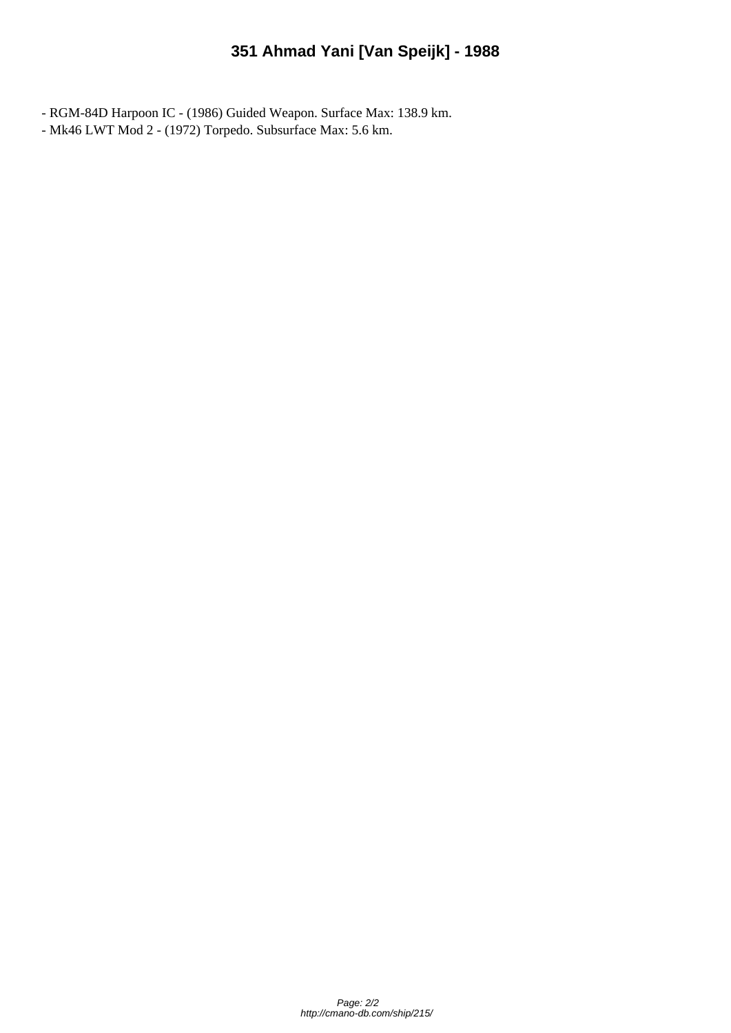# 351 Ahmad Yani [Van Speijk] - 1988

- RGM-84D Harpoon IC - (1986) Guided Weapon. Surface Max: 138.9 km.
- Mk46 LWT Mod 2 - (1972) Torpedo. Subsurface Max: 5.6 km.